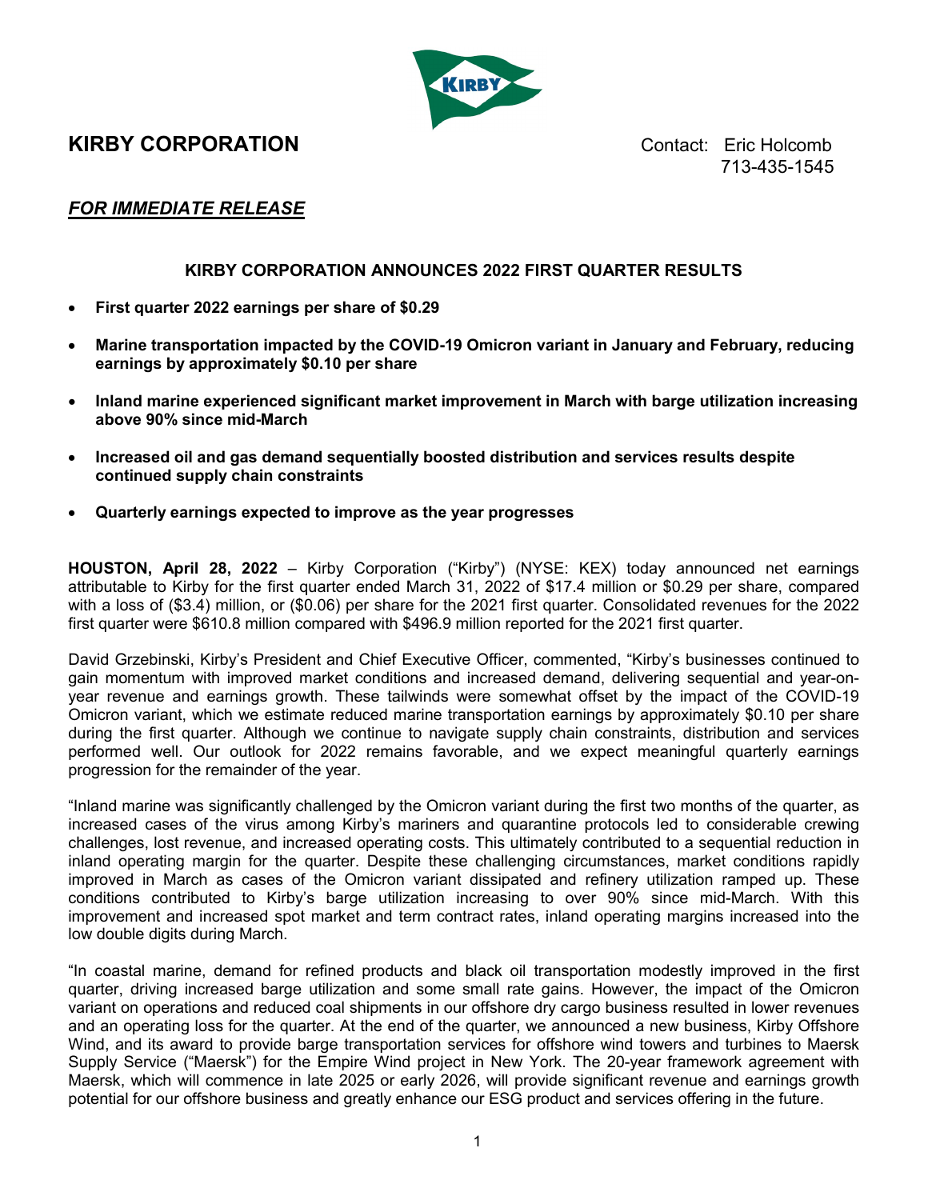**KIRBY CORPORATION**

Contact: Eric Holcomb
713-435-1545

***FOR IMMEDIATE RELEASE***

## KIRBY CORPORATION ANNOUNCES 2022 FIRST QUARTER RESULTS

- **First quarter 2022 earnings per share of $0.29**
- **Marine transportation impacted by the COVID-19 Omicron variant in January and February, reducing earnings by approximately $0.10 per share**
- **Inland marine experienced significant market improvement in March with barge utilization increasing above 90% since mid-March**
- **Increased oil and gas demand sequentially boosted distribution and services results despite continued supply chain constraints**
- **Quarterly earnings expected to improve as the year progresses**

**HOUSTON, April 28, 2022** – Kirby Corporation ("Kirby") (NYSE: KEX) today announced net earnings attributable to Kirby for the first quarter ended March 31, 2022 of $17.4 million or $0.29 per share, compared with a loss of ($3.4) million, or ($0.06) per share for the 2021 first quarter. Consolidated revenues for the 2022 first quarter were $610.8 million compared with $496.9 million reported for the 2021 first quarter.

David Grzebinski, Kirby's President and Chief Executive Officer, commented, "Kirby's businesses continued to gain momentum with improved market conditions and increased demand, delivering sequential and year-on-year revenue and earnings growth. These tailwinds were somewhat offset by the impact of the COVID-19 Omicron variant, which we estimate reduced marine transportation earnings by approximately $0.10 per share during the first quarter. Although we continue to navigate supply chain constraints, distribution and services performed well. Our outlook for 2022 remains favorable, and we expect meaningful quarterly earnings progression for the remainder of the year.

"Inland marine was significantly challenged by the Omicron variant during the first two months of the quarter, as increased cases of the virus among Kirby's mariners and quarantine protocols led to considerable crewing challenges, lost revenue, and increased operating costs. This ultimately contributed to a sequential reduction in inland operating margin for the quarter. Despite these challenging circumstances, market conditions rapidly improved in March as cases of the Omicron variant dissipated and refinery utilization ramped up. These conditions contributed to Kirby's barge utilization increasing to over 90% since mid-March. With this improvement and increased spot market and term contract rates, inland operating margins increased into the low double digits during March.

"In coastal marine, demand for refined products and black oil transportation modestly improved in the first quarter, driving increased barge utilization and some small rate gains. However, the impact of the Omicron variant on operations and reduced coal shipments in our offshore dry cargo business resulted in lower revenues and an operating loss for the quarter. At the end of the quarter, we announced a new business, Kirby Offshore Wind, and its award to provide barge transportation services for offshore wind towers and turbines to Maersk Supply Service ("Maersk") for the Empire Wind project in New York. The 20-year framework agreement with Maersk, which will commence in late 2025 or early 2026, will provide significant revenue and earnings growth potential for our offshore business and greatly enhance our ESG product and services offering in the future.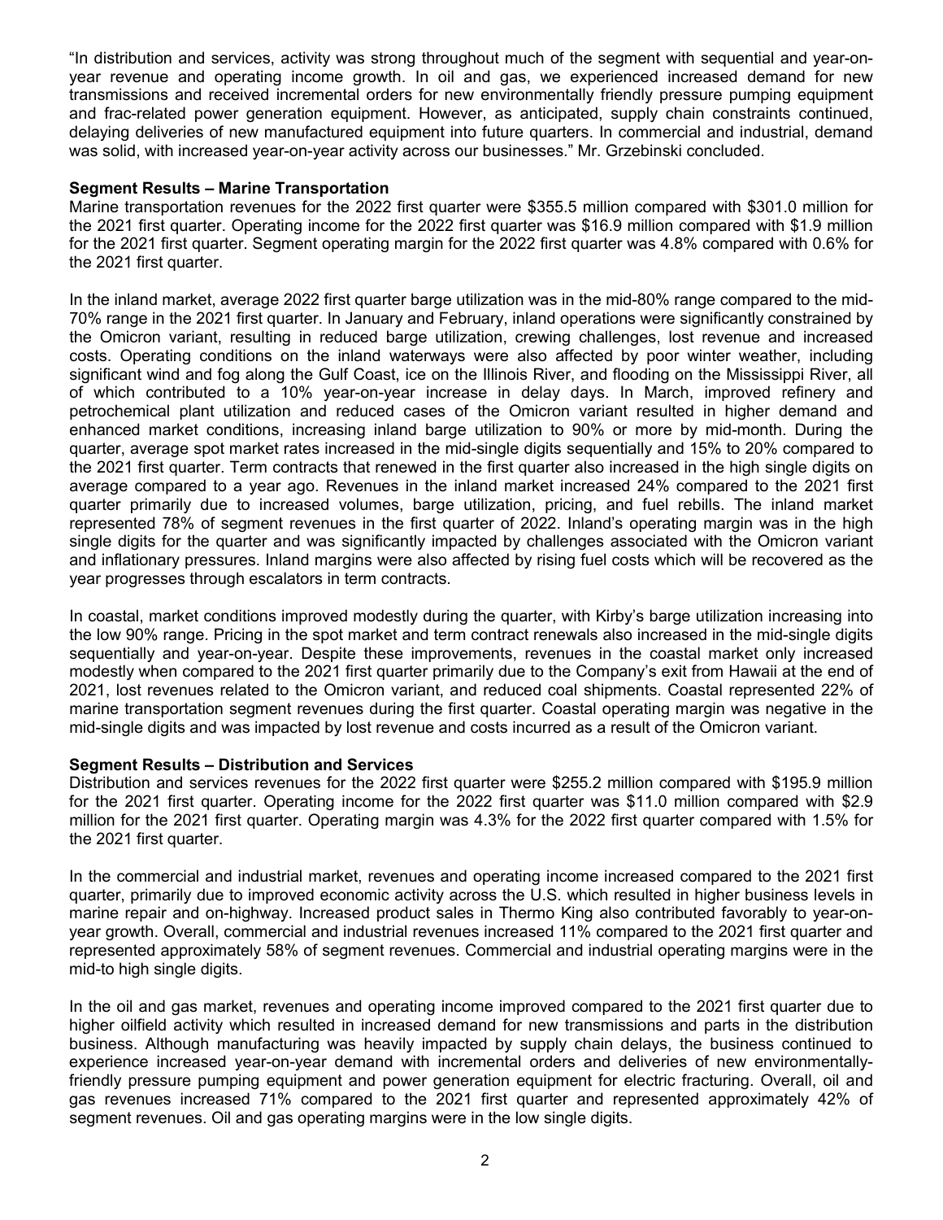"In distribution and services, activity was strong throughout much of the segment with sequential and year-on-year revenue and operating income growth. In oil and gas, we experienced increased demand for new transmissions and received incremental orders for new environmentally friendly pressure pumping equipment and frac-related power generation equipment. However, as anticipated, supply chain constraints continued, delaying deliveries of new manufactured equipment into future quarters. In commercial and industrial, demand was solid, with increased year-on-year activity across our businesses." Mr. Grzebinski concluded.

**Segment Results – Marine Transportation**

Marine transportation revenues for the 2022 first quarter were $355.5 million compared with $301.0 million for the 2021 first quarter. Operating income for the 2022 first quarter was $16.9 million compared with $1.9 million for the 2021 first quarter. Segment operating margin for the 2022 first quarter was 4.8% compared with 0.6% for the 2021 first quarter.

In the inland market, average 2022 first quarter barge utilization was in the mid-80% range compared to the mid-70% range in the 2021 first quarter. In January and February, inland operations were significantly constrained by the Omicron variant, resulting in reduced barge utilization, crewing challenges, lost revenue and increased costs. Operating conditions on the inland waterways were also affected by poor winter weather, including significant wind and fog along the Gulf Coast, ice on the Illinois River, and flooding on the Mississippi River, all of which contributed to a 10% year-on-year increase in delay days. In March, improved refinery and petrochemical plant utilization and reduced cases of the Omicron variant resulted in higher demand and enhanced market conditions, increasing inland barge utilization to 90% or more by mid-month. During the quarter, average spot market rates increased in the mid-single digits sequentially and 15% to 20% compared to the 2021 first quarter. Term contracts that renewed in the first quarter also increased in the high single digits on average compared to a year ago. Revenues in the inland market increased 24% compared to the 2021 first quarter primarily due to increased volumes, barge utilization, pricing, and fuel rebills. The inland market represented 78% of segment revenues in the first quarter of 2022. Inland's operating margin was in the high single digits for the quarter and was significantly impacted by challenges associated with the Omicron variant and inflationary pressures. Inland margins were also affected by rising fuel costs which will be recovered as the year progresses through escalators in term contracts.

In coastal, market conditions improved modestly during the quarter, with Kirby's barge utilization increasing into the low 90% range. Pricing in the spot market and term contract renewals also increased in the mid-single digits sequentially and year-on-year. Despite these improvements, revenues in the coastal market only increased modestly when compared to the 2021 first quarter primarily due to the Company's exit from Hawaii at the end of 2021, lost revenues related to the Omicron variant, and reduced coal shipments. Coastal represented 22% of marine transportation segment revenues during the first quarter. Coastal operating margin was negative in the mid-single digits and was impacted by lost revenue and costs incurred as a result of the Omicron variant.

**Segment Results – Distribution and Services**

Distribution and services revenues for the 2022 first quarter were $255.2 million compared with $195.9 million for the 2021 first quarter. Operating income for the 2022 first quarter was $11.0 million compared with $2.9 million for the 2021 first quarter. Operating margin was 4.3% for the 2022 first quarter compared with 1.5% for the 2021 first quarter.

In the commercial and industrial market, revenues and operating income increased compared to the 2021 first quarter, primarily due to improved economic activity across the U.S. which resulted in higher business levels in marine repair and on-highway. Increased product sales in Thermo King also contributed favorably to year-on-year growth. Overall, commercial and industrial revenues increased 11% compared to the 2021 first quarter and represented approximately 58% of segment revenues. Commercial and industrial operating margins were in the mid-to high single digits.

In the oil and gas market, revenues and operating income improved compared to the 2021 first quarter due to higher oilfield activity which resulted in increased demand for new transmissions and parts in the distribution business. Although manufacturing was heavily impacted by supply chain delays, the business continued to experience increased year-on-year demand with incremental orders and deliveries of new environmentally-friendly pressure pumping equipment and power generation equipment for electric fracturing. Overall, oil and gas revenues increased 71% compared to the 2021 first quarter and represented approximately 42% of segment revenues. Oil and gas operating margins were in the low single digits.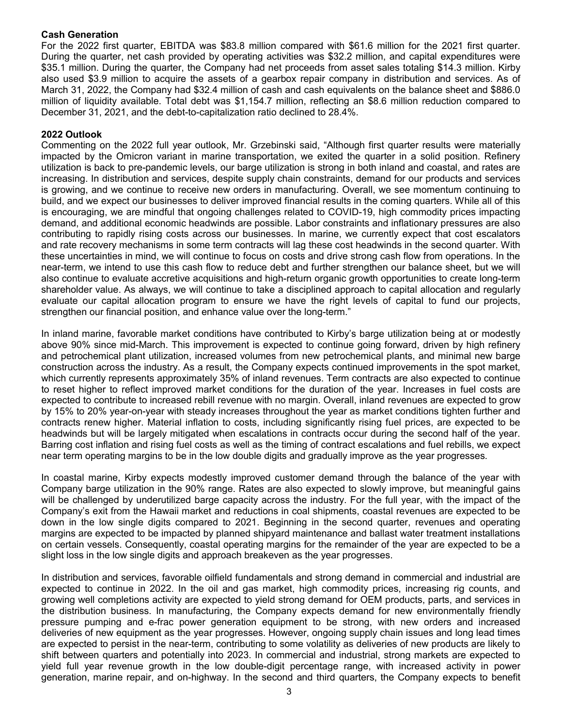**Cash Generation**

For the 2022 first quarter, EBITDA was \$83.8 million compared with \$61.6 million for the 2021 first quarter. During the quarter, net cash provided by operating activities was \$32.2 million, and capital expenditures were \$35.1 million. During the quarter, the Company had net proceeds from asset sales totaling \$14.3 million. Kirby also used \$3.9 million to acquire the assets of a gearbox repair company in distribution and services. As of March 31, 2022, the Company had \$32.4 million of cash and cash equivalents on the balance sheet and \$886.0 million of liquidity available. Total debt was \$1,154.7 million, reflecting an \$8.6 million reduction compared to December 31, 2021, and the debt-to-capitalization ratio declined to 28.4%.

**2022 Outlook**

Commenting on the 2022 full year outlook, Mr. Grzebinski said, "Although first quarter results were materially impacted by the Omicron variant in marine transportation, we exited the quarter in a solid position. Refinery utilization is back to pre-pandemic levels, our barge utilization is strong in both inland and coastal, and rates are increasing. In distribution and services, despite supply chain constraints, demand for our products and services is growing, and we continue to receive new orders in manufacturing. Overall, we see momentum continuing to build, and we expect our businesses to deliver improved financial results in the coming quarters. While all of this is encouraging, we are mindful that ongoing challenges related to COVID-19, high commodity prices impacting demand, and additional economic headwinds are possible. Labor constraints and inflationary pressures are also contributing to rapidly rising costs across our businesses. In marine, we currently expect that cost escalators and rate recovery mechanisms in some term contracts will lag these cost headwinds in the second quarter. With these uncertainties in mind, we will continue to focus on costs and drive strong cash flow from operations. In the near-term, we intend to use this cash flow to reduce debt and further strengthen our balance sheet, but we will also continue to evaluate accretive acquisitions and high-return organic growth opportunities to create long-term shareholder value. As always, we will continue to take a disciplined approach to capital allocation and regularly evaluate our capital allocation program to ensure we have the right levels of capital to fund our projects, strengthen our financial position, and enhance value over the long-term."

In inland marine, favorable market conditions have contributed to Kirby's barge utilization being at or modestly above 90% since mid-March. This improvement is expected to continue going forward, driven by high refinery and petrochemical plant utilization, increased volumes from new petrochemical plants, and minimal new barge construction across the industry. As a result, the Company expects continued improvements in the spot market, which currently represents approximately 35% of inland revenues. Term contracts are also expected to continue to reset higher to reflect improved market conditions for the duration of the year. Increases in fuel costs are expected to contribute to increased rebill revenue with no margin. Overall, inland revenues are expected to grow by 15% to 20% year-on-year with steady increases throughout the year as market conditions tighten further and contracts renew higher. Material inflation to costs, including significantly rising fuel prices, are expected to be headwinds but will be largely mitigated when escalations in contracts occur during the second half of the year. Barring cost inflation and rising fuel costs as well as the timing of contract escalations and fuel rebills, we expect near term operating margins to be in the low double digits and gradually improve as the year progresses.

In coastal marine, Kirby expects modestly improved customer demand through the balance of the year with Company barge utilization in the 90% range. Rates are also expected to slowly improve, but meaningful gains will be challenged by underutilized barge capacity across the industry. For the full year, with the impact of the Company's exit from the Hawaii market and reductions in coal shipments, coastal revenues are expected to be down in the low single digits compared to 2021. Beginning in the second quarter, revenues and operating margins are expected to be impacted by planned shipyard maintenance and ballast water treatment installations on certain vessels. Consequently, coastal operating margins for the remainder of the year are expected to be a slight loss in the low single digits and approach breakeven as the year progresses.

In distribution and services, favorable oilfield fundamentals and strong demand in commercial and industrial are expected to continue in 2022. In the oil and gas market, high commodity prices, increasing rig counts, and growing well completions activity are expected to yield strong demand for OEM products, parts, and services in the distribution business. In manufacturing, the Company expects demand for new environmentally friendly pressure pumping and e-frac power generation equipment to be strong, with new orders and increased deliveries of new equipment as the year progresses. However, ongoing supply chain issues and long lead times are expected to persist in the near-term, contributing to some volatility as deliveries of new products are likely to shift between quarters and potentially into 2023. In commercial and industrial, strong markets are expected to yield full year revenue growth in the low double-digit percentage range, with increased activity in power generation, marine repair, and on-highway. In the second and third quarters, the Company expects to benefit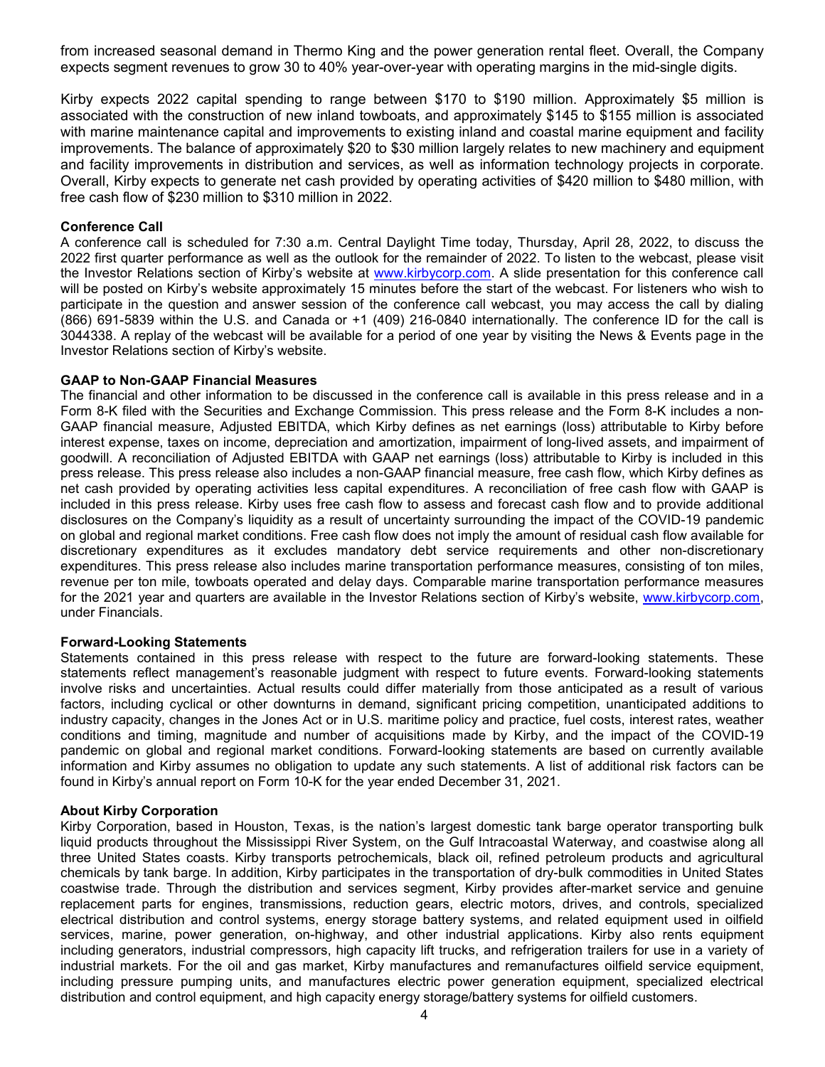from increased seasonal demand in Thermo King and the power generation rental fleet. Overall, the Company expects segment revenues to grow 30 to 40% year-over-year with operating margins in the mid-single digits.

Kirby expects 2022 capital spending to range between $170 to $190 million. Approximately $5 million is associated with the construction of new inland towboats, and approximately $145 to $155 million is associated with marine maintenance capital and improvements to existing inland and coastal marine equipment and facility improvements. The balance of approximately $20 to $30 million largely relates to new machinery and equipment and facility improvements in distribution and services, as well as information technology projects in corporate. Overall, Kirby expects to generate net cash provided by operating activities of $420 million to $480 million, with free cash flow of $230 million to $310 million in 2022.

**Conference Call**

A conference call is scheduled for 7:30 a.m. Central Daylight Time today, Thursday, April 28, 2022, to discuss the 2022 first quarter performance as well as the outlook for the remainder of 2022. To listen to the webcast, please visit the Investor Relations section of Kirby's website at www.kirbycorp.com. A slide presentation for this conference call will be posted on Kirby's website approximately 15 minutes before the start of the webcast. For listeners who wish to participate in the question and answer session of the conference call webcast, you may access the call by dialing (866) 691-5839 within the U.S. and Canada or +1 (409) 216-0840 internationally. The conference ID for the call is 3044338. A replay of the webcast will be available for a period of one year by visiting the News & Events page in the Investor Relations section of Kirby's website.

**GAAP to Non-GAAP Financial Measures**

The financial and other information to be discussed in the conference call is available in this press release and in a Form 8-K filed with the Securities and Exchange Commission. This press release and the Form 8-K includes a non-GAAP financial measure, Adjusted EBITDA, which Kirby defines as net earnings (loss) attributable to Kirby before interest expense, taxes on income, depreciation and amortization, impairment of long-lived assets, and impairment of goodwill. A reconciliation of Adjusted EBITDA with GAAP net earnings (loss) attributable to Kirby is included in this press release. This press release also includes a non-GAAP financial measure, free cash flow, which Kirby defines as net cash provided by operating activities less capital expenditures. A reconciliation of free cash flow with GAAP is included in this press release. Kirby uses free cash flow to assess and forecast cash flow and to provide additional disclosures on the Company's liquidity as a result of uncertainty surrounding the impact of the COVID-19 pandemic on global and regional market conditions. Free cash flow does not imply the amount of residual cash flow available for discretionary expenditures as it excludes mandatory debt service requirements and other non-discretionary expenditures. This press release also includes marine transportation performance measures, consisting of ton miles, revenue per ton mile, towboats operated and delay days. Comparable marine transportation performance measures for the 2021 year and quarters are available in the Investor Relations section of Kirby's website, www.kirbycorp.com, under Financials.

**Forward-Looking Statements**

Statements contained in this press release with respect to the future are forward-looking statements. These statements reflect management's reasonable judgment with respect to future events. Forward-looking statements involve risks and uncertainties. Actual results could differ materially from those anticipated as a result of various factors, including cyclical or other downturns in demand, significant pricing competition, unanticipated additions to industry capacity, changes in the Jones Act or in U.S. maritime policy and practice, fuel costs, interest rates, weather conditions and timing, magnitude and number of acquisitions made by Kirby, and the impact of the COVID-19 pandemic on global and regional market conditions. Forward-looking statements are based on currently available information and Kirby assumes no obligation to update any such statements. A list of additional risk factors can be found in Kirby's annual report on Form 10-K for the year ended December 31, 2021.

**About Kirby Corporation**

Kirby Corporation, based in Houston, Texas, is the nation's largest domestic tank barge operator transporting bulk liquid products throughout the Mississippi River System, on the Gulf Intracoastal Waterway, and coastwise along all three United States coasts. Kirby transports petrochemicals, black oil, refined petroleum products and agricultural chemicals by tank barge. In addition, Kirby participates in the transportation of dry-bulk commodities in United States coastwise trade. Through the distribution and services segment, Kirby provides after-market service and genuine replacement parts for engines, transmissions, reduction gears, electric motors, drives, and controls, specialized electrical distribution and control systems, energy storage battery systems, and related equipment used in oilfield services, marine, power generation, on-highway, and other industrial applications. Kirby also rents equipment including generators, industrial compressors, high capacity lift trucks, and refrigeration trailers for use in a variety of industrial markets. For the oil and gas market, Kirby manufactures and remanufactures oilfield service equipment, including pressure pumping units, and manufactures electric power generation equipment, specialized electrical distribution and control equipment, and high capacity energy storage/battery systems for oilfield customers.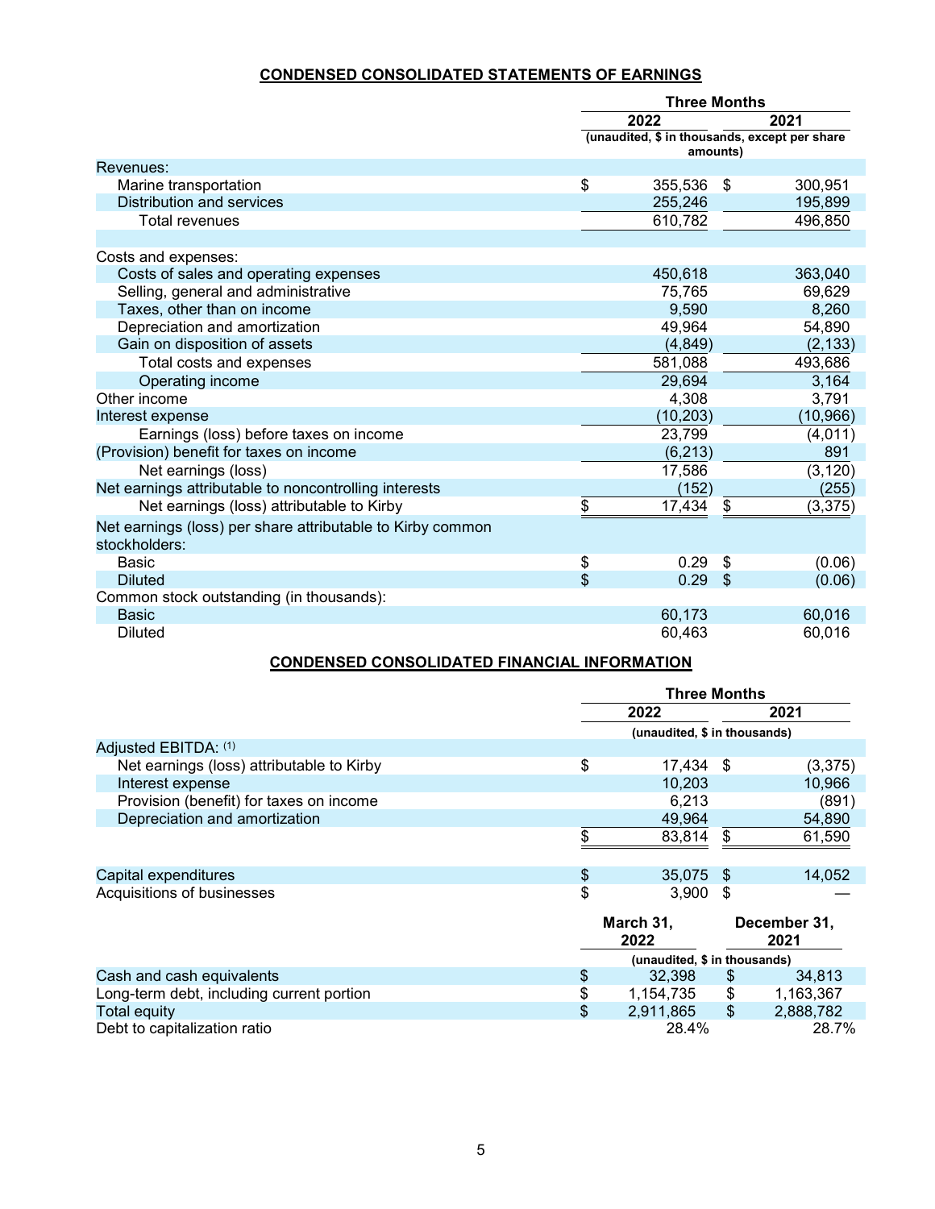## CONDENSED CONSOLIDATED STATEMENTS OF EARNINGS

| | Three Months | |
|---|---|---|
| | 2022 | 2021 |
| | (unaudited, $ in thousands, except per share amounts) | |
| Revenues: | | |
| Marine transportation | $ 355,536 | $ 300,951 |
| Distribution and services | 255,246 | 195,899 |
| Total revenues | 610,782 | 496,850 |
| | | |
| Costs and expenses: | | |
| Costs of sales and operating expenses | 450,618 | 363,040 |
| Selling, general and administrative | 75,765 | 69,629 |
| Taxes, other than on income | 9,590 | 8,260 |
| Depreciation and amortization | 49,964 | 54,890 |
| Gain on disposition of assets | (4,849) | (2,133) |
| Total costs and expenses | 581,088 | 493,686 |
| Operating income | 29,694 | 3,164 |
| Other income | 4,308 | 3,791 |
| Interest expense | (10,203) | (10,966) |
| Earnings (loss) before taxes on income | 23,799 | (4,011) |
| (Provision) benefit for taxes on income | (6,213) | 891 |
| Net earnings (loss) | 17,586 | (3,120) |
| Net earnings attributable to noncontrolling interests | (152) | (255) |
| Net earnings (loss) attributable to Kirby | $ 17,434 | $ (3,375) |
| Net earnings (loss) per share attributable to Kirby common stockholders: | | |
| Basic | $ 0.29 | $ (0.06) |
| Diluted | $ 0.29 | $ (0.06) |
| Common stock outstanding (in thousands): | | |
| Basic | 60,173 | 60,016 |
| Diluted | 60,463 | 60,016 |

## CONDENSED CONSOLIDATED FINANCIAL INFORMATION

| | Three Months | |
|---|---|---|
| | 2022 | 2021 |
| | (unaudited, $ in thousands) | |
| Adjusted EBITDA: (1) | | |
| Net earnings (loss) attributable to Kirby | $ 17,434 | $ (3,375) |
| Interest expense | 10,203 | 10,966 |
| Provision (benefit) for taxes on income | 6,213 | (891) |
| Depreciation and amortization | 49,964 | 54,890 |
| | $ 83,814 | $ 61,590 |
| | | |
| Capital expenditures | $ 35,075 | $ 14,052 |
| Acquisitions of businesses | $ 3,900 | $ — |

| | March 31, 2022 | December 31, 2021 |
|---|---|---|
| | (unaudited, $ in thousands) | |
| Cash and cash equivalents | $ 32,398 | $ 34,813 |
| Long-term debt, including current portion | $ 1,154,735 | $ 1,163,367 |
| Total equity | $ 2,911,865 | $ 2,888,782 |
| Debt to capitalization ratio | 28.4% | 28.7% |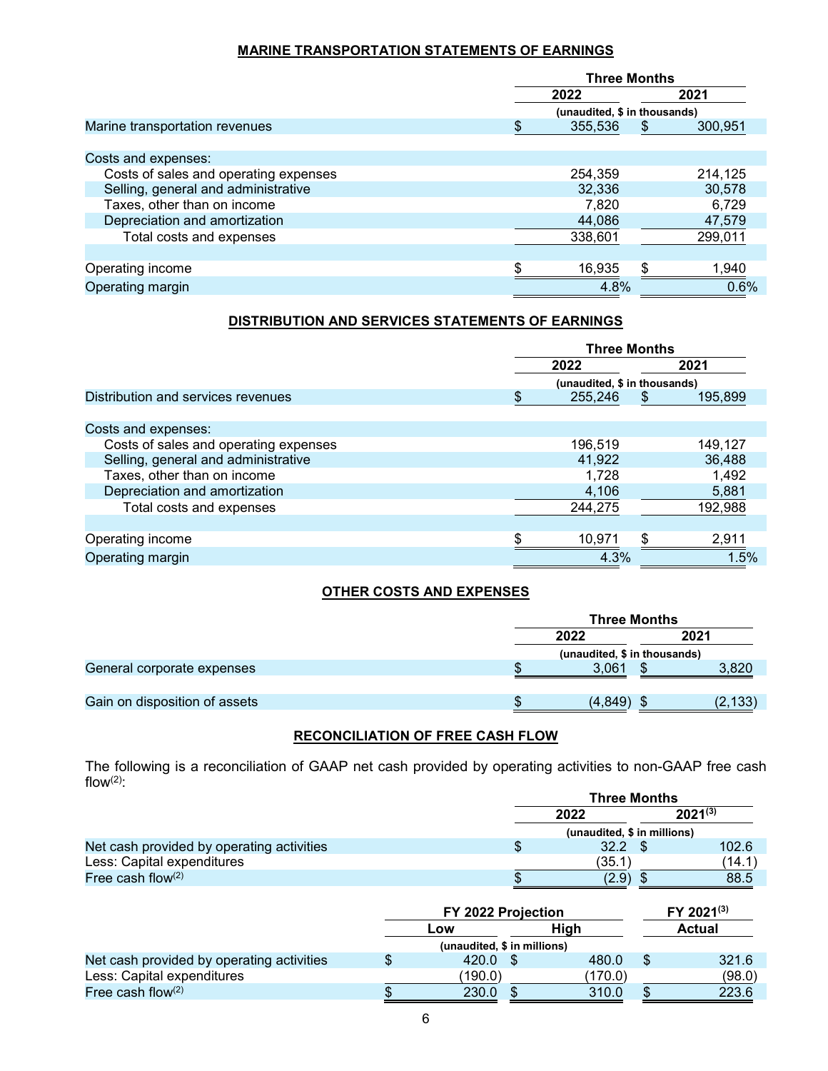## MARINE TRANSPORTATION STATEMENTS OF EARNINGS

| | Three Months | |
|---|---|---|
| | 2022 | 2021 |
| | (unaudited, $ in thousands) | |
| Marine transportation revenues | $ 355,536 | $ 300,951 |
| Costs and expenses: | | |
| Costs of sales and operating expenses | 254,359 | 214,125 |
| Selling, general and administrative | 32,336 | 30,578 |
| Taxes, other than on income | 7,820 | 6,729 |
| Depreciation and amortization | 44,086 | 47,579 |
| Total costs and expenses | 338,601 | 299,011 |
| Operating income | $ 16,935 | $ 1,940 |
| Operating margin | 4.8% | 0.6% |

## DISTRIBUTION AND SERVICES STATEMENTS OF EARNINGS

| | Three Months | |
|---|---|---|
| | 2022 | 2021 |
| | (unaudited, $ in thousands) | |
| Distribution and services revenues | $ 255,246 | $ 195,899 |
| Costs and expenses: | | |
| Costs of sales and operating expenses | 196,519 | 149,127 |
| Selling, general and administrative | 41,922 | 36,488 |
| Taxes, other than on income | 1,728 | 1,492 |
| Depreciation and amortization | 4,106 | 5,881 |
| Total costs and expenses | 244,275 | 192,988 |
| Operating income | $ 10,971 | $ 2,911 |
| Operating margin | 4.3% | 1.5% |

## OTHER COSTS AND EXPENSES

| | Three Months | |
|---|---|---|
| | 2022 | 2021 |
| | (unaudited, $ in thousands) | |
| General corporate expenses | $ 3,061 | $ 3,820 |
| Gain on disposition of assets | $ (4,849) | $ (2,133) |

## RECONCILIATION OF FREE CASH FLOW

The following is a reconciliation of GAAP net cash provided by operating activities to non-GAAP free cash flow[(2)]:

| | Three Months | |
|---|---|---|
| | 2022 | 2021[(3)] |
| | (unaudited, $ in millions) | |
| Net cash provided by operating activities | $ 32.2 | $ 102.6 |
| Less: Capital expenditures | (35.1) | (14.1) |
| Free cash flow[(2)] | $ (2.9) | $ 88.5 |

| | FY 2022 Projection | | FY 2021[(3)] |
|---|---|---|---|
| | Low | High | Actual |
| | (unaudited, $ in millions) | | |
| Net cash provided by operating activities | $ 420.0 | $ 480.0 | $ 321.6 |
| Less: Capital expenditures | (190.0) | (170.0) | (98.0) |
| Free cash flow[(2)] | $ 230.0 | $ 310.0 | $ 223.6 |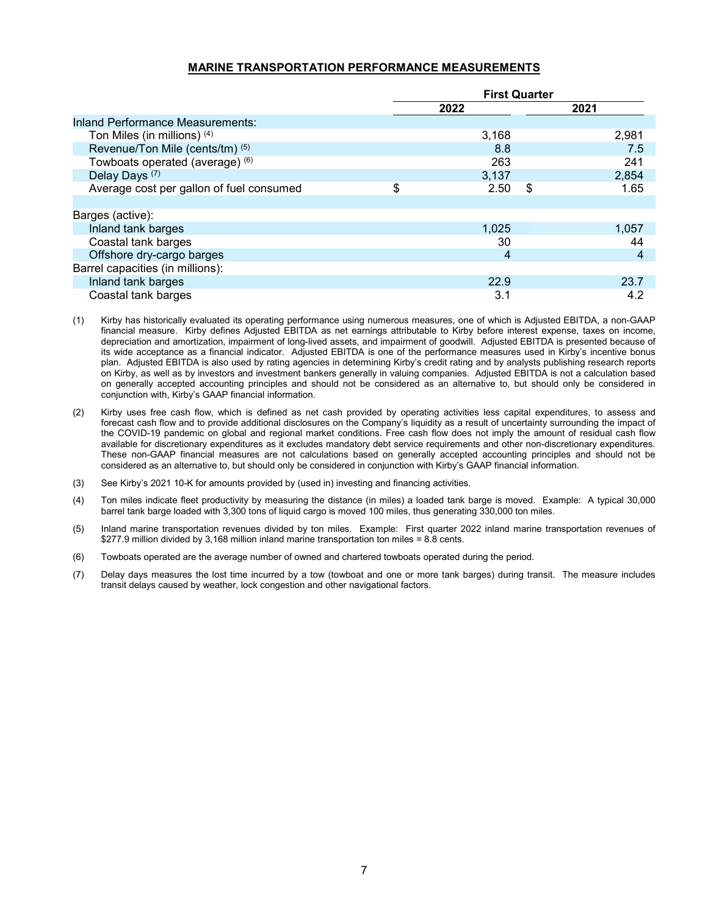## MARINE TRANSPORTATION PERFORMANCE MEASUREMENTS

| | First Quarter | |
|---|---|---|
| | 2022 | 2021 |
| Inland Performance Measurements: | | |
| Ton Miles (in millions) [(4)] | 3,168 | 2,981 |
| Revenue/Ton Mile (cents/tm) [(5)] | 8.8 | 7.5 |
| Towboats operated (average) [(6)] | 263 | 241 |
| Delay Days [(7)] | 3,137 | 2,854 |
| Average cost per gallon of fuel consumed | $ 2.50 | $ 1.65 |
| | | |
| Barges (active): | | |
| Inland tank barges | 1,025 | 1,057 |
| Coastal tank barges | 30 | 44 |
| Offshore dry-cargo barges | 4 | 4 |
| Barrel capacities (in millions): | | |
| Inland tank barges | 22.9 | 23.7 |
| Coastal tank barges | 3.1 | 4.2 |

(1) Kirby has historically evaluated its operating performance using numerous measures, one of which is Adjusted EBITDA, a non-GAAP financial measure. Kirby defines Adjusted EBITDA as net earnings attributable to Kirby before interest expense, taxes on income, depreciation and amortization, impairment of long-lived assets, and impairment of goodwill. Adjusted EBITDA is presented because of its wide acceptance as a financial indicator. Adjusted EBITDA is one of the performance measures used in Kirby's incentive bonus plan. Adjusted EBITDA is also used by rating agencies in determining Kirby's credit rating and by analysts publishing research reports on Kirby, as well as by investors and investment bankers generally in valuing companies. Adjusted EBITDA is not a calculation based on generally accepted accounting principles and should not be considered as an alternative to, but should only be considered in conjunction with, Kirby's GAAP financial information.

(2) Kirby uses free cash flow, which is defined as net cash provided by operating activities less capital expenditures, to assess and forecast cash flow and to provide additional disclosures on the Company's liquidity as a result of uncertainty surrounding the impact of the COVID-19 pandemic on global and regional market conditions. Free cash flow does not imply the amount of residual cash flow available for discretionary expenditures as it excludes mandatory debt service requirements and other non-discretionary expenditures. These non-GAAP financial measures are not calculations based on generally accepted accounting principles and should not be considered as an alternative to, but should only be considered in conjunction with Kirby's GAAP financial information.

(3) See Kirby's 2021 10-K for amounts provided by (used in) investing and financing activities.

(4) Ton miles indicate fleet productivity by measuring the distance (in miles) a loaded tank barge is moved. Example: A typical 30,000 barrel tank barge loaded with 3,300 tons of liquid cargo is moved 100 miles, thus generating 330,000 ton miles.

(5) Inland marine transportation revenues divided by ton miles. Example: First quarter 2022 inland marine transportation revenues of $277.9 million divided by 3,168 million inland marine transportation ton miles = 8.8 cents.

(6) Towboats operated are the average number of owned and chartered towboats operated during the period.

(7) Delay days measures the lost time incurred by a tow (towboat and one or more tank barges) during transit. The measure includes transit delays caused by weather, lock congestion and other navigational factors.